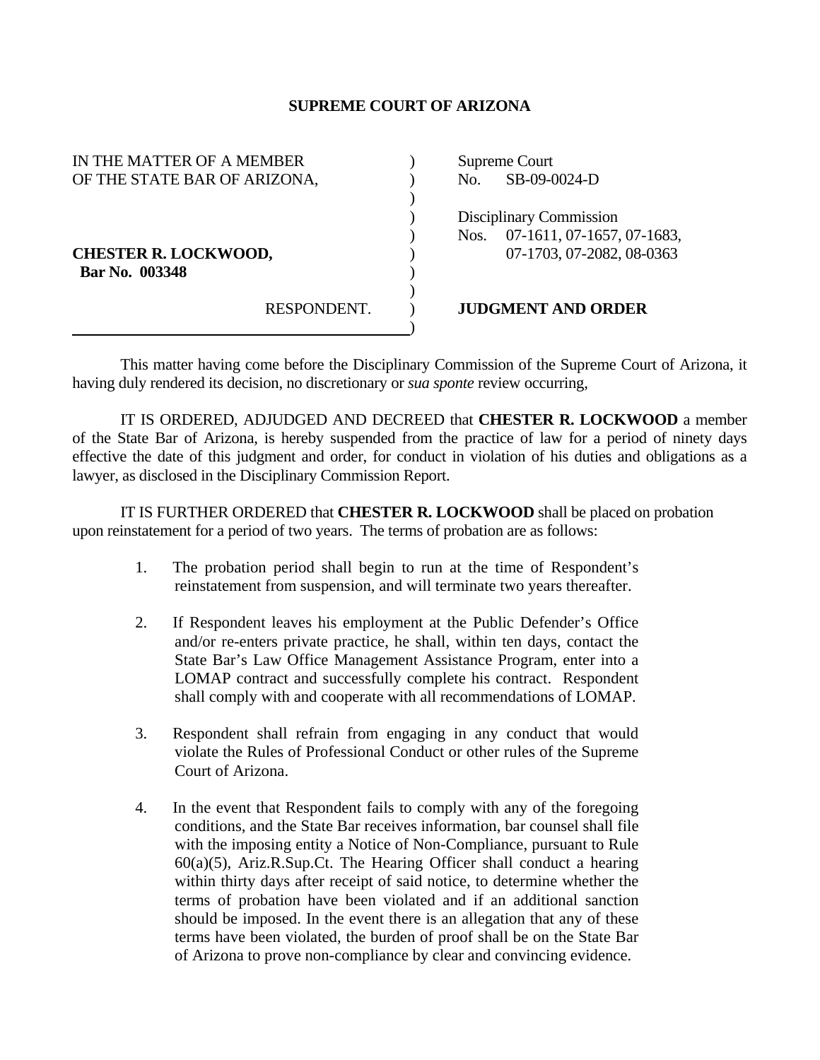# SUPREME COURT OF ARIZONA

| | |
|---|---|
| IN THE MATTER OF A MEMBER OF THE STATE BAR OF ARIZONA, | Supreme Court No. SB-09-0024-D |
| | Disciplinary Commission Nos. 07-1611, 07-1657, 07-1683, 07-1703, 07-2082, 08-0363 |
| **CHESTER R. LOCKWOOD, Bar No. 003348** | |
| RESPONDENT. | **JUDGMENT AND ORDER** |

This matter having come before the Disciplinary Commission of the Supreme Court of Arizona, it having duly rendered its decision, no discretionary or *sua sponte* review occurring,

IT IS ORDERED, ADJUDGED AND DECREED that **CHESTER R. LOCKWOOD** a member of the State Bar of Arizona, is hereby suspended from the practice of law for a period of ninety days effective the date of this judgment and order, for conduct in violation of his duties and obligations as a lawyer, as disclosed in the Disciplinary Commission Report.

IT IS FURTHER ORDERED that **CHESTER R. LOCKWOOD** shall be placed on probation upon reinstatement for a period of two years. The terms of probation are as follows:

1. The probation period shall begin to run at the time of Respondent's reinstatement from suspension, and will terminate two years thereafter.

2. If Respondent leaves his employment at the Public Defender's Office and/or re-enters private practice, he shall, within ten days, contact the State Bar's Law Office Management Assistance Program, enter into a LOMAP contract and successfully complete his contract. Respondent shall comply with and cooperate with all recommendations of LOMAP.

3. Respondent shall refrain from engaging in any conduct that would violate the Rules of Professional Conduct or other rules of the Supreme Court of Arizona.

4. In the event that Respondent fails to comply with any of the foregoing conditions, and the State Bar receives information, bar counsel shall file with the imposing entity a Notice of Non-Compliance, pursuant to Rule 60(a)(5), Ariz.R.Sup.Ct. The Hearing Officer shall conduct a hearing within thirty days after receipt of said notice, to determine whether the terms of probation have been violated and if an additional sanction should be imposed. In the event there is an allegation that any of these terms have been violated, the burden of proof shall be on the State Bar of Arizona to prove non-compliance by clear and convincing evidence.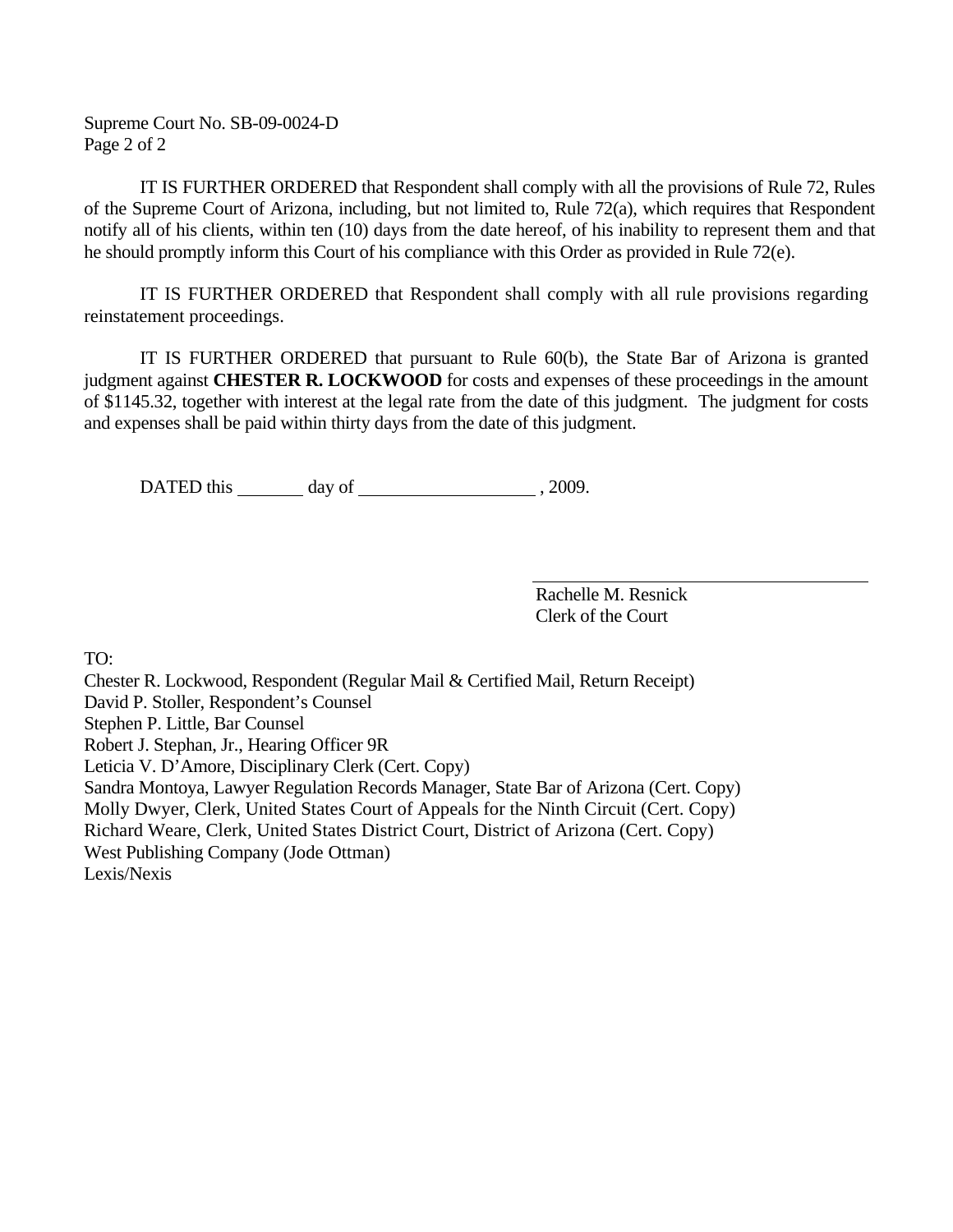Supreme Court No. SB-09-0024-D

IT IS FURTHER ORDERED that Respondent shall comply with all the provisions of Rule 72, Rules of the Supreme Court of Arizona, including, but not limited to, Rule 72(a), which requires that Respondent notify all of his clients, within ten (10) days from the date hereof, of his inability to represent them and that he should promptly inform this Court of his compliance with this Order as provided in Rule 72(e).

IT IS FURTHER ORDERED that Respondent shall comply with all rule provisions regarding reinstatement proceedings.

IT IS FURTHER ORDERED that pursuant to Rule 60(b), the State Bar of Arizona is granted judgment against **CHESTER R. LOCKWOOD** for costs and expenses of these proceedings in the amount of $1145.32, together with interest at the legal rate from the date of this judgment. The judgment for costs and expenses shall be paid within thirty days from the date of this judgment.

DATED this _______ day of __________________ , 2009.

\_\_\_\_\_\_\_\_\_\_\_\_\_\_\_\_\_\_\_\_\_\_\_\_\_\_\_\_\_\_\_\_\_\_\_\_

Rachelle M. Resnick
Clerk of the Court

TO:

Chester R. Lockwood, Respondent (Regular Mail & Certified Mail, Return Receipt)
David P. Stoller, Respondent's Counsel
Stephen P. Little, Bar Counsel
Robert J. Stephan, Jr., Hearing Officer 9R
Leticia V. D'Amore, Disciplinary Clerk (Cert. Copy)
Sandra Montoya, Lawyer Regulation Records Manager, State Bar of Arizona (Cert. Copy)
Molly Dwyer, Clerk, United States Court of Appeals for the Ninth Circuit (Cert. Copy)
Richard Weare, Clerk, United States District Court, District of Arizona (Cert. Copy)
West Publishing Company (Jode Ottman)
Lexis/Nexis